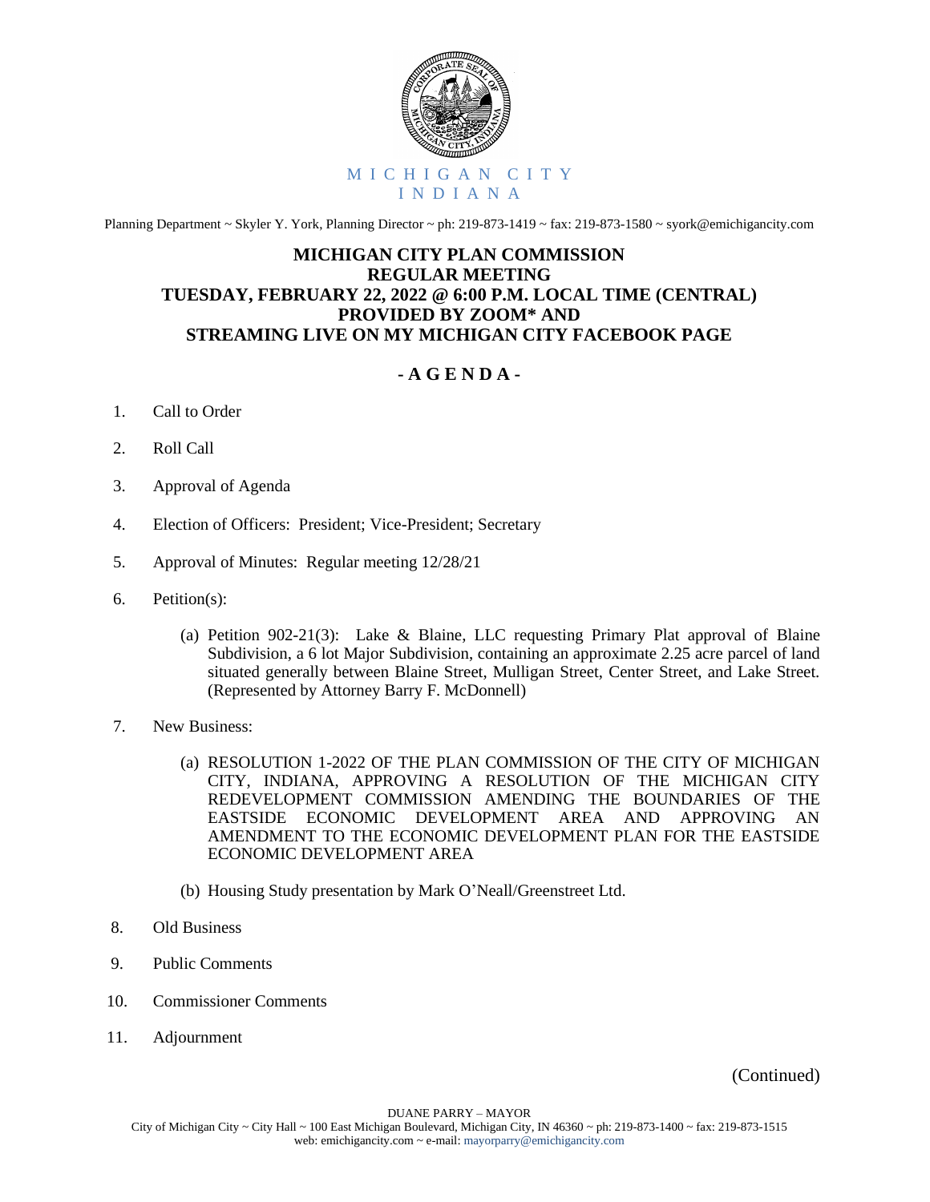MICHIGAN CITY
INDIANA

Planning Department ~ Skyler Y. York, Planning Director ~ ph: 219-873-1419 ~ fax: 219-873-1580 ~ syork@emichigancity.com

**MICHIGAN CITY PLAN COMMISSION**
**REGULAR MEETING**
**TUESDAY, FEBRUARY 22, 2022 @ 6:00 P.M. LOCAL TIME (CENTRAL)**
**PROVIDED BY ZOOM* AND**
**STREAMING LIVE ON MY MICHIGAN CITY FACEBOOK PAGE**

## - A G E N D A -

1. Call to Order
2. Roll Call
3. Approval of Agenda
4. Election of Officers: President; Vice-President; Secretary
5. Approval of Minutes: Regular meeting 12/28/21
6. Petition(s):
   (a) Petition 902-21(3): Lake & Blaine, LLC requesting Primary Plat approval of Blaine Subdivision, a 6 lot Major Subdivision, containing an approximate 2.25 acre parcel of land situated generally between Blaine Street, Mulligan Street, Center Street, and Lake Street. (Represented by Attorney Barry F. McDonnell)
7. New Business:
   (a) RESOLUTION 1-2022 OF THE PLAN COMMISSION OF THE CITY OF MICHIGAN CITY, INDIANA, APPROVING A RESOLUTION OF THE MICHIGAN CITY REDEVELOPMENT COMMISSION AMENDING THE BOUNDARIES OF THE EASTSIDE ECONOMIC DEVELOPMENT AREA AND APPROVING AN AMENDMENT TO THE ECONOMIC DEVELOPMENT PLAN FOR THE EASTSIDE ECONOMIC DEVELOPMENT AREA
   (b) Housing Study presentation by Mark O'Neall/Greenstreet Ltd.
8. Old Business
9. Public Comments
10. Commissioner Comments
11. Adjournment

(Continued)

DUANE PARRY – MAYOR
City of Michigan City ~ City Hall ~ 100 East Michigan Boulevard, Michigan City, IN 46360 ~ ph: 219-873-1400 ~ fax: 219-873-1515
web: emichigancity.com ~ e-mail: mayorparry@emichigancity.com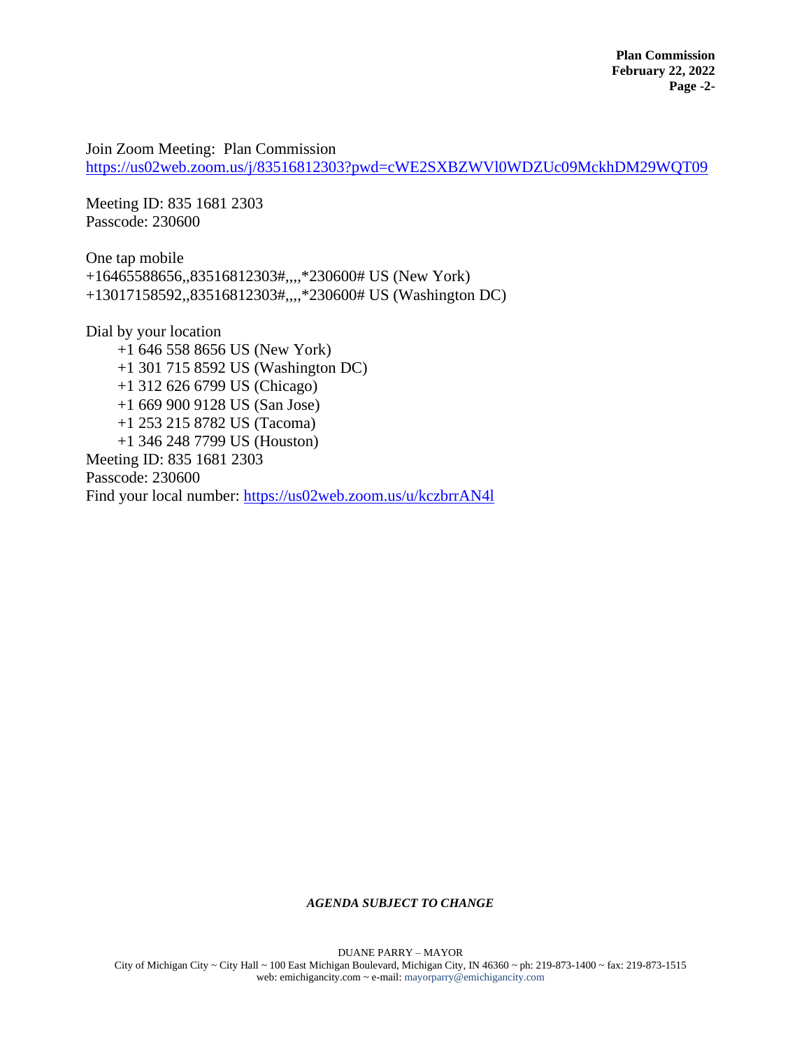Join Zoom Meeting: Plan Commission
https://us02web.zoom.us/j/83516812303?pwd=cWE2SXBZWVl0WDZUc09MckhDM29WQT09

Meeting ID: 835 1681 2303
Passcode: 230600

One tap mobile
+16465588656,,83516812303#,,,,*230600# US (New York)
+13017158592,,83516812303#,,,,*230600# US (Washington DC)

Dial by your location
- +1 646 558 8656 US (New York)
- +1 301 715 8592 US (Washington DC)
- +1 312 626 6799 US (Chicago)
- +1 669 900 9128 US (San Jose)
- +1 253 215 8782 US (Tacoma)
- +1 346 248 7799 US (Houston)

Meeting ID: 835 1681 2303
Passcode: 230600
Find your local number: https://us02web.zoom.us/u/kczbrrAN4l

***AGENDA SUBJECT TO CHANGE***

DUANE PARRY – MAYOR
City of Michigan City ~ City Hall ~ 100 East Michigan Boulevard, Michigan City, IN 46360 ~ ph: 219-873-1400 ~ fax: 219-873-1515
web: emichigancity.com ~ e-mail: mayorparry@emichigancity.com